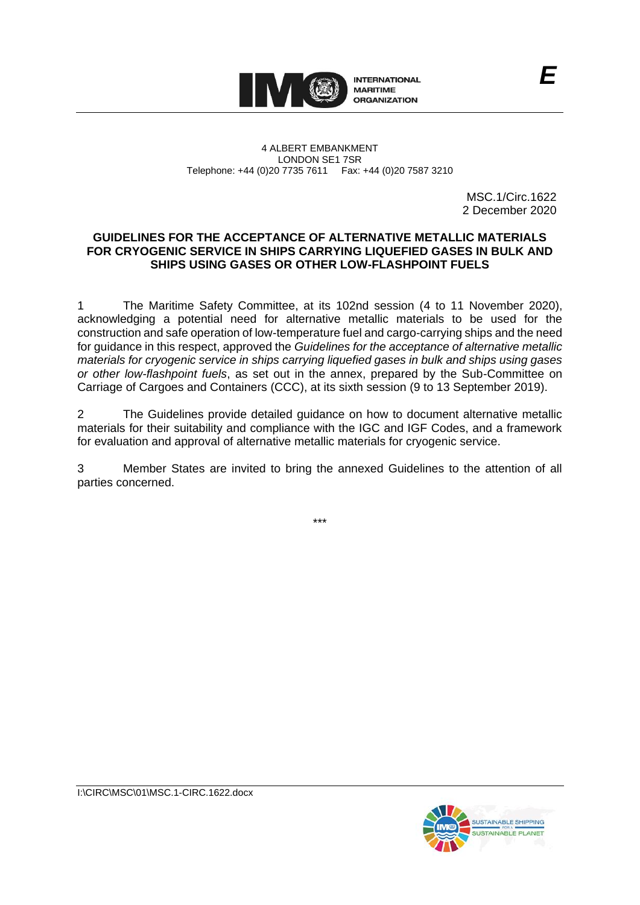E

INTERNATIONAL MARITIME ORGANIZATION

4 ALBERT EMBANKMENT
LONDON SE1 7SR
Telephone: +44 (0)20 7735 7611 Fax: +44 (0)20 7587 3210

MSC.1/Circ.1622
2 December 2020

**GUIDELINES FOR THE ACCEPTANCE OF ALTERNATIVE METALLIC MATERIALS FOR CRYOGENIC SERVICE IN SHIPS CARRYING LIQUEFIED GASES IN BULK AND SHIPS USING GASES OR OTHER LOW-FLASHPOINT FUELS**

1 The Maritime Safety Committee, at its 102nd session (4 to 11 November 2020), acknowledging a potential need for alternative metallic materials to be used for the construction and safe operation of low-temperature fuel and cargo-carrying ships and the need for guidance in this respect, approved the *Guidelines for the acceptance of alternative metallic materials for cryogenic service in ships carrying liquefied gases in bulk and ships using gases or other low-flashpoint fuels*, as set out in the annex, prepared by the Sub-Committee on Carriage of Cargoes and Containers (CCC), at its sixth session (9 to 13 September 2019).

2 The Guidelines provide detailed guidance on how to document alternative metallic materials for their suitability and compliance with the IGC and IGF Codes, and a framework for evaluation and approval of alternative metallic materials for cryogenic service.

3 Member States are invited to bring the annexed Guidelines to the attention of all parties concerned.

\*\*\*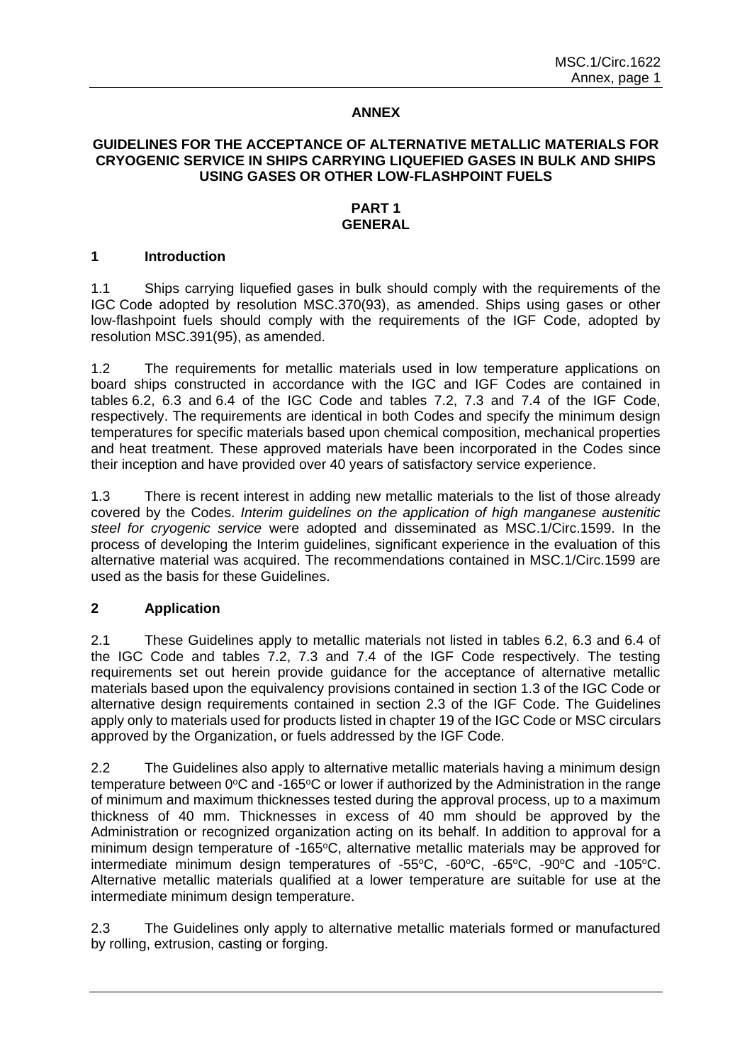# ANNEX

## GUIDELINES FOR THE ACCEPTANCE OF ALTERNATIVE METALLIC MATERIALS FOR CRYOGENIC SERVICE IN SHIPS CARRYING LIQUEFIED GASES IN BULK AND SHIPS USING GASES OR OTHER LOW-FLASHPOINT FUELS

## PART 1 GENERAL

### 1 Introduction

1.1 Ships carrying liquefied gases in bulk should comply with the requirements of the IGC Code adopted by resolution MSC.370(93), as amended. Ships using gases or other low-flashpoint fuels should comply with the requirements of the IGF Code, adopted by resolution MSC.391(95), as amended.

1.2 The requirements for metallic materials used in low temperature applications on board ships constructed in accordance with the IGC and IGF Codes are contained in tables 6.2, 6.3 and 6.4 of the IGC Code and tables 7.2, 7.3 and 7.4 of the IGF Code, respectively. The requirements are identical in both Codes and specify the minimum design temperatures for specific materials based upon chemical composition, mechanical properties and heat treatment. These approved materials have been incorporated in the Codes since their inception and have provided over 40 years of satisfactory service experience.

1.3 There is recent interest in adding new metallic materials to the list of those already covered by the Codes. *Interim guidelines on the application of high manganese austenitic steel for cryogenic service* were adopted and disseminated as MSC.1/Circ.1599. In the process of developing the Interim guidelines, significant experience in the evaluation of this alternative material was acquired. The recommendations contained in MSC.1/Circ.1599 are used as the basis for these Guidelines.

### 2 Application

2.1 These Guidelines apply to metallic materials not listed in tables 6.2, 6.3 and 6.4 of the IGC Code and tables 7.2, 7.3 and 7.4 of the IGF Code respectively. The testing requirements set out herein provide guidance for the acceptance of alternative metallic materials based upon the equivalency provisions contained in section 1.3 of the IGC Code or alternative design requirements contained in section 2.3 of the IGF Code. The Guidelines apply only to materials used for products listed in chapter 19 of the IGC Code or MSC circulars approved by the Organization, or fuels addressed by the IGF Code.

2.2 The Guidelines also apply to alternative metallic materials having a minimum design temperature between 0°C and -165°C or lower if authorized by the Administration in the range of minimum and maximum thicknesses tested during the approval process, up to a maximum thickness of 40 mm. Thicknesses in excess of 40 mm should be approved by the Administration or recognized organization acting on its behalf. In addition to approval for a minimum design temperature of -165°C, alternative metallic materials may be approved for intermediate minimum design temperatures of -55°C, -60°C, -65°C, -90°C and -105°C. Alternative metallic materials qualified at a lower temperature are suitable for use at the intermediate minimum design temperature.

2.3 The Guidelines only apply to alternative metallic materials formed or manufactured by rolling, extrusion, casting or forging.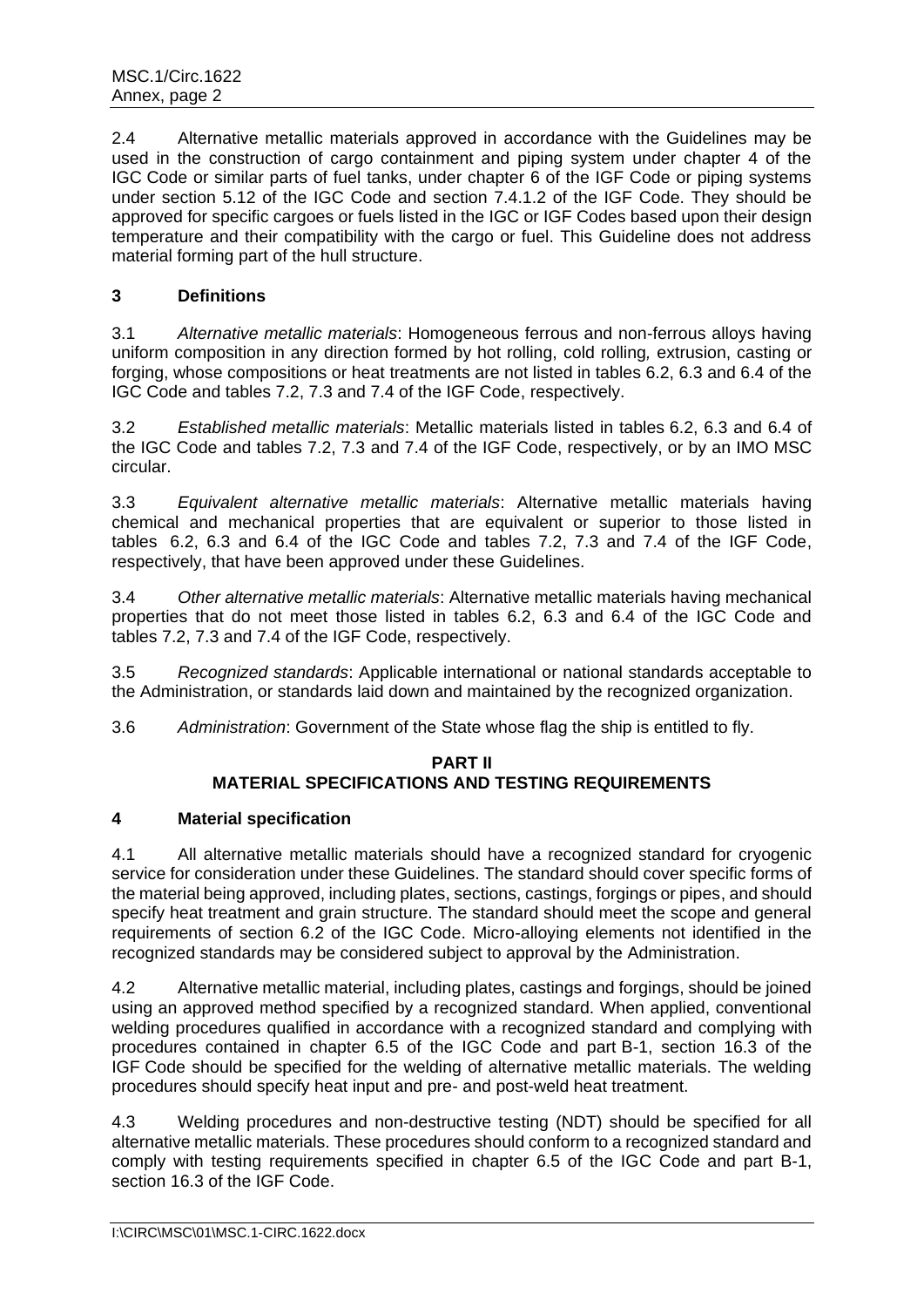2.4 Alternative metallic materials approved in accordance with the Guidelines may be used in the construction of cargo containment and piping system under chapter 4 of the IGC Code or similar parts of fuel tanks, under chapter 6 of the IGF Code or piping systems under section 5.12 of the IGC Code and section 7.4.1.2 of the IGF Code. They should be approved for specific cargoes or fuels listed in the IGC or IGF Codes based upon their design temperature and their compatibility with the cargo or fuel. This Guideline does not address material forming part of the hull structure.

## 3 Definitions

3.1 *Alternative metallic materials*: Homogeneous ferrous and non-ferrous alloys having uniform composition in any direction formed by hot rolling, cold rolling, extrusion, casting or forging, whose compositions or heat treatments are not listed in tables 6.2, 6.3 and 6.4 of the IGC Code and tables 7.2, 7.3 and 7.4 of the IGF Code, respectively.

3.2 *Established metallic materials*: Metallic materials listed in tables 6.2, 6.3 and 6.4 of the IGC Code and tables 7.2, 7.3 and 7.4 of the IGF Code, respectively, or by an IMO MSC circular.

3.3 *Equivalent alternative metallic materials*: Alternative metallic materials having chemical and mechanical properties that are equivalent or superior to those listed in tables 6.2, 6.3 and 6.4 of the IGC Code and tables 7.2, 7.3 and 7.4 of the IGF Code, respectively, that have been approved under these Guidelines.

3.4 *Other alternative metallic materials*: Alternative metallic materials having mechanical properties that do not meet those listed in tables 6.2, 6.3 and 6.4 of the IGC Code and tables 7.2, 7.3 and 7.4 of the IGF Code, respectively.

3.5 *Recognized standards*: Applicable international or national standards acceptable to the Administration, or standards laid down and maintained by the recognized organization.

3.6 *Administration*: Government of the State whose flag the ship is entitled to fly.

# PART II
# MATERIAL SPECIFICATIONS AND TESTING REQUIREMENTS

## 4 Material specification

4.1 All alternative metallic materials should have a recognized standard for cryogenic service for consideration under these Guidelines. The standard should cover specific forms of the material being approved, including plates, sections, castings, forgings or pipes, and should specify heat treatment and grain structure. The standard should meet the scope and general requirements of section 6.2 of the IGC Code. Micro-alloying elements not identified in the recognized standards may be considered subject to approval by the Administration.

4.2 Alternative metallic material, including plates, castings and forgings, should be joined using an approved method specified by a recognized standard. When applied, conventional welding procedures qualified in accordance with a recognized standard and complying with procedures contained in chapter 6.5 of the IGC Code and part B-1, section 16.3 of the IGF Code should be specified for the welding of alternative metallic materials. The welding procedures should specify heat input and pre- and post-weld heat treatment.

4.3 Welding procedures and non-destructive testing (NDT) should be specified for all alternative metallic materials. These procedures should conform to a recognized standard and comply with testing requirements specified in chapter 6.5 of the IGC Code and part B-1, section 16.3 of the IGF Code.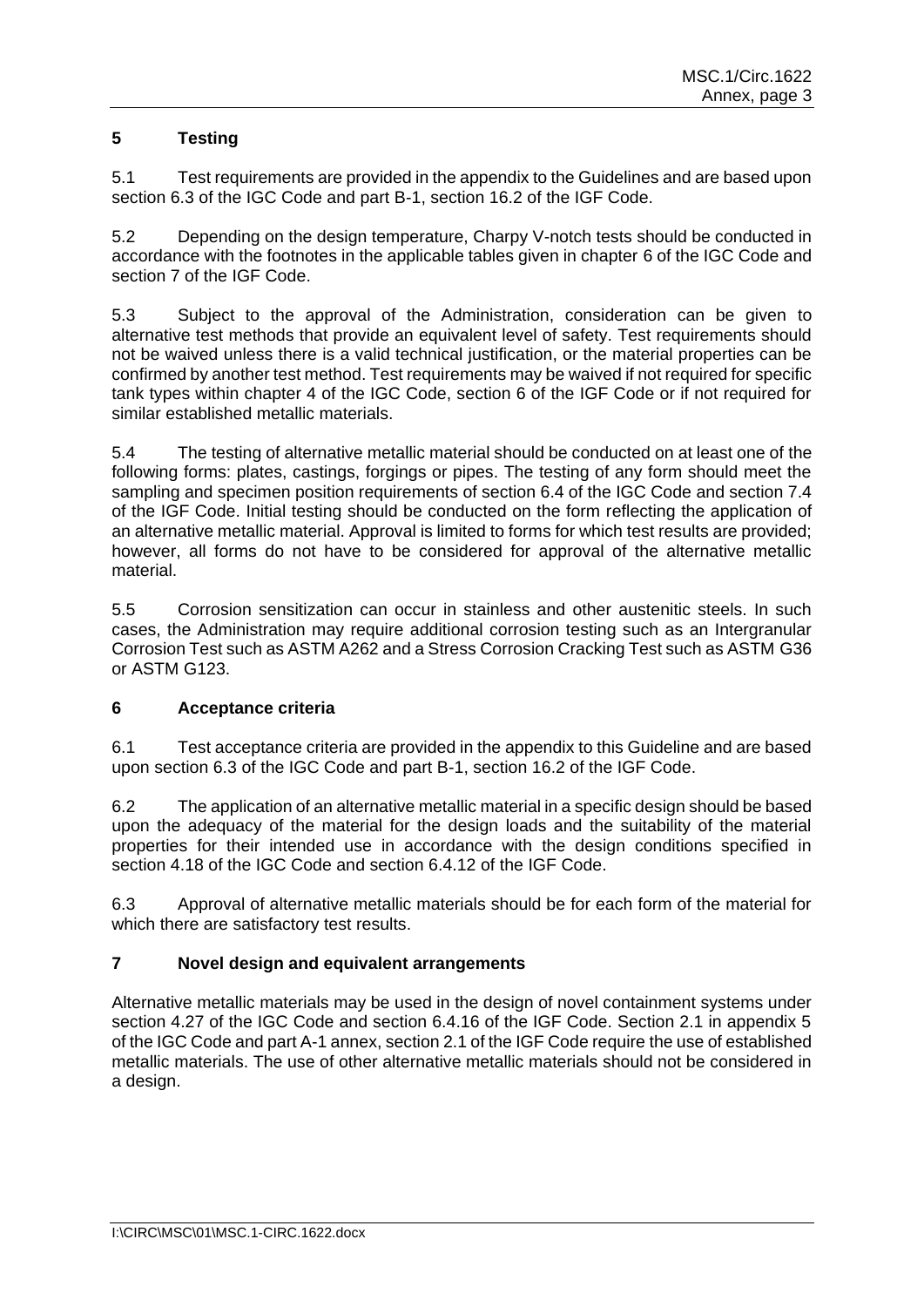## 5 Testing

5.1 Test requirements are provided in the appendix to the Guidelines and are based upon section 6.3 of the IGC Code and part B-1, section 16.2 of the IGF Code.

5.2 Depending on the design temperature, Charpy V-notch tests should be conducted in accordance with the footnotes in the applicable tables given in chapter 6 of the IGC Code and section 7 of the IGF Code.

5.3 Subject to the approval of the Administration, consideration can be given to alternative test methods that provide an equivalent level of safety. Test requirements should not be waived unless there is a valid technical justification, or the material properties can be confirmed by another test method. Test requirements may be waived if not required for specific tank types within chapter 4 of the IGC Code, section 6 of the IGF Code or if not required for similar established metallic materials.

5.4 The testing of alternative metallic material should be conducted on at least one of the following forms: plates, castings, forgings or pipes. The testing of any form should meet the sampling and specimen position requirements of section 6.4 of the IGC Code and section 7.4 of the IGF Code. Initial testing should be conducted on the form reflecting the application of an alternative metallic material. Approval is limited to forms for which test results are provided; however, all forms do not have to be considered for approval of the alternative metallic material.

5.5 Corrosion sensitization can occur in stainless and other austenitic steels. In such cases, the Administration may require additional corrosion testing such as an Intergranular Corrosion Test such as ASTM A262 and a Stress Corrosion Cracking Test such as ASTM G36 or ASTM G123.

## 6 Acceptance criteria

6.1 Test acceptance criteria are provided in the appendix to this Guideline and are based upon section 6.3 of the IGC Code and part B-1, section 16.2 of the IGF Code.

6.2 The application of an alternative metallic material in a specific design should be based upon the adequacy of the material for the design loads and the suitability of the material properties for their intended use in accordance with the design conditions specified in section 4.18 of the IGC Code and section 6.4.12 of the IGF Code.

6.3 Approval of alternative metallic materials should be for each form of the material for which there are satisfactory test results.

## 7 Novel design and equivalent arrangements

Alternative metallic materials may be used in the design of novel containment systems under section 4.27 of the IGC Code and section 6.4.16 of the IGF Code. Section 2.1 in appendix 5 of the IGC Code and part A-1 annex, section 2.1 of the IGF Code require the use of established metallic materials. The use of other alternative metallic materials should not be considered in a design.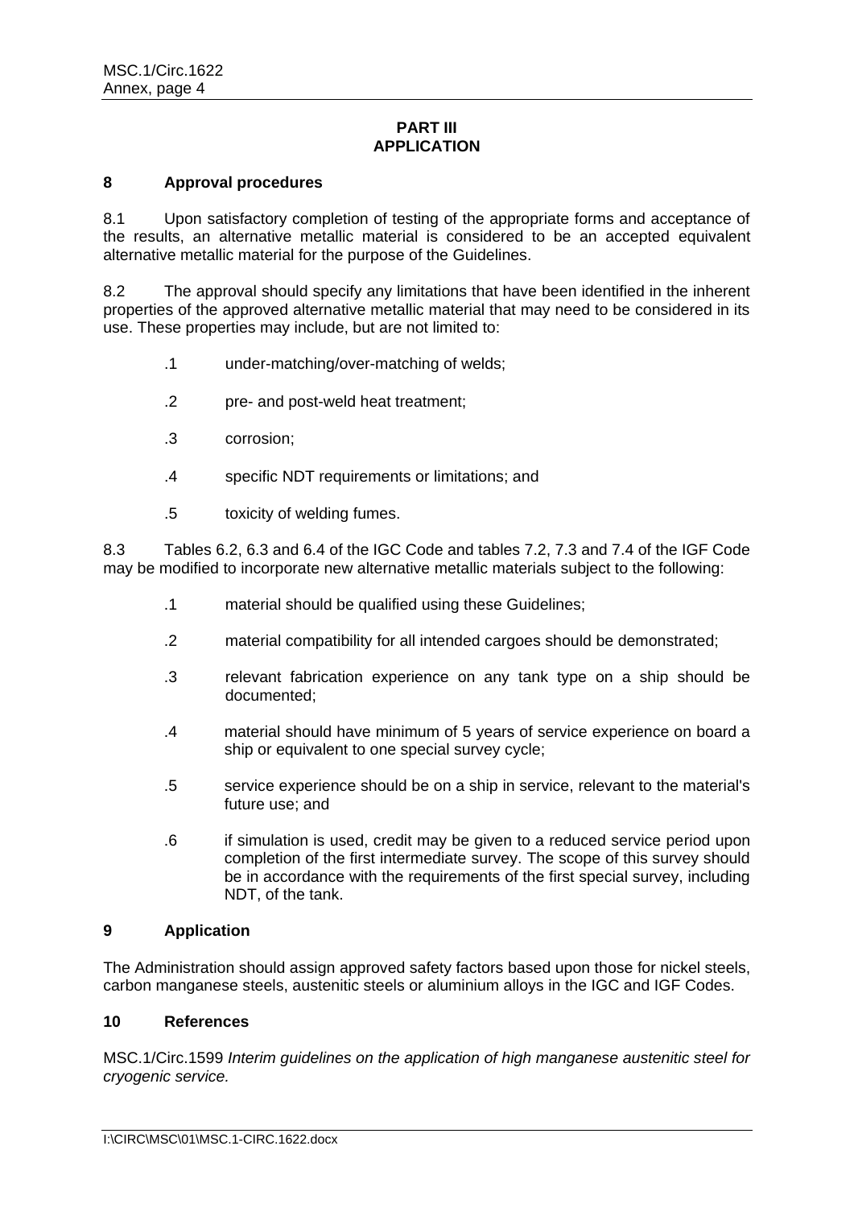## PART III
## APPLICATION

### 8 Approval procedures

8.1 Upon satisfactory completion of testing of the appropriate forms and acceptance of the results, an alternative metallic material is considered to be an accepted equivalent alternative metallic material for the purpose of the Guidelines.

8.2 The approval should specify any limitations that have been identified in the inherent properties of the approved alternative metallic material that may need to be considered in its use. These properties may include, but are not limited to:

- .1 under-matching/over-matching of welds;
- .2 pre- and post-weld heat treatment;
- .3 corrosion;
- .4 specific NDT requirements or limitations; and
- .5 toxicity of welding fumes.

8.3 Tables 6.2, 6.3 and 6.4 of the IGC Code and tables 7.2, 7.3 and 7.4 of the IGF Code may be modified to incorporate new alternative metallic materials subject to the following:

- .1 material should be qualified using these Guidelines;
- .2 material compatibility for all intended cargoes should be demonstrated;
- .3 relevant fabrication experience on any tank type on a ship should be documented;
- .4 material should have minimum of 5 years of service experience on board a ship or equivalent to one special survey cycle;
- .5 service experience should be on a ship in service, relevant to the material's future use; and
- .6 if simulation is used, credit may be given to a reduced service period upon completion of the first intermediate survey. The scope of this survey should be in accordance with the requirements of the first special survey, including NDT, of the tank.

### 9 Application

The Administration should assign approved safety factors based upon those for nickel steels, carbon manganese steels, austenitic steels or aluminium alloys in the IGC and IGF Codes.

### 10 References

MSC.1/Circ.1599 *Interim guidelines on the application of high manganese austenitic steel for cryogenic service.*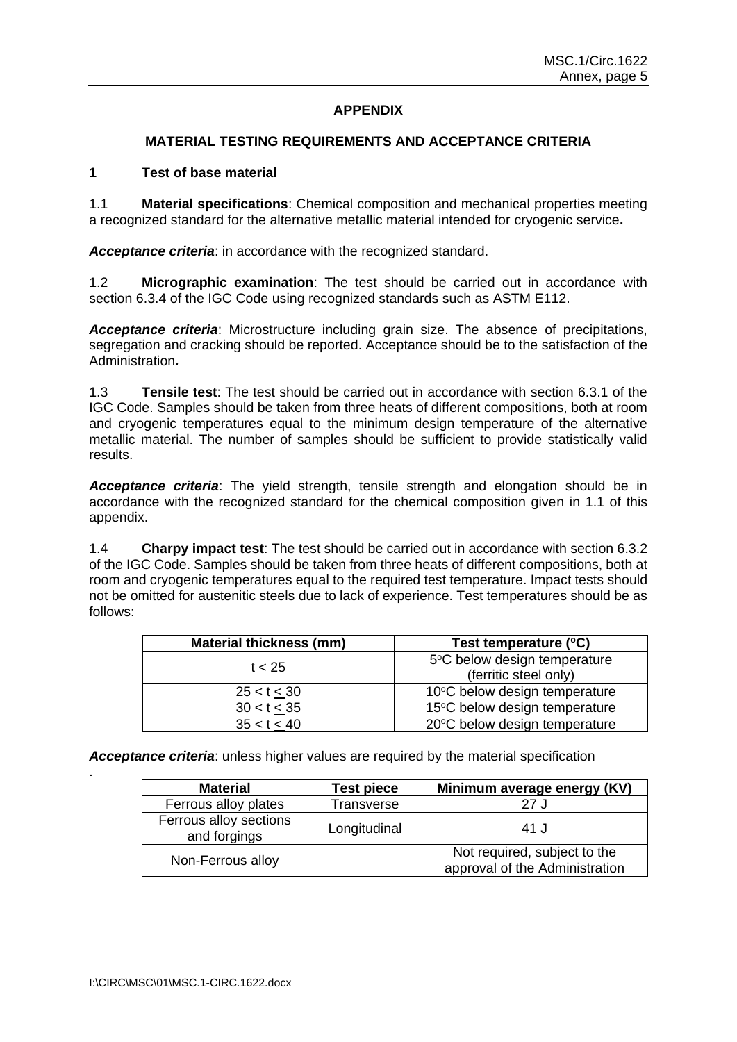## APPENDIX

## MATERIAL TESTING REQUIREMENTS AND ACCEPTANCE CRITERIA

### 1 Test of base material

1.1 **Material specifications**: Chemical composition and mechanical properties meeting a recognized standard for the alternative metallic material intended for cryogenic service**.**

***Acceptance criteria***: in accordance with the recognized standard.

1.2 **Micrographic examination**: The test should be carried out in accordance with section 6.3.4 of the IGC Code using recognized standards such as ASTM E112.

***Acceptance criteria***: Microstructure including grain size. The absence of precipitations, segregation and cracking should be reported. Acceptance should be to the satisfaction of the Administration***.***

1.3 **Tensile test**: The test should be carried out in accordance with section 6.3.1 of the IGC Code. Samples should be taken from three heats of different compositions, both at room and cryogenic temperatures equal to the minimum design temperature of the alternative metallic material. The number of samples should be sufficient to provide statistically valid results.

***Acceptance criteria***: The yield strength, tensile strength and elongation should be in accordance with the recognized standard for the chemical composition given in 1.1 of this appendix.

1.4 **Charpy impact test**: The test should be carried out in accordance with section 6.3.2 of the IGC Code. Samples should be taken from three heats of different compositions, both at room and cryogenic temperatures equal to the required test temperature. Impact tests should not be omitted for austenitic steels due to lack of experience. Test temperatures should be as follows:

| Material thickness (mm) | Test temperature (°C) |
|---|---|
| t < 25 | 5°C below design temperature (ferritic steel only) |
| 25 < t ≤ 30 | 10°C below design temperature |
| 30 < t ≤ 35 | 15°C below design temperature |
| 35 < t ≤ 40 | 20°C below design temperature |

***Acceptance criteria***: unless higher values are required by the material specification

.

| Material | Test piece | Minimum average energy (KV) |
|---|---|---|
| Ferrous alloy plates | Transverse | 27 J |
| Ferrous alloy sections and forgings | Longitudinal | 41 J |
| Non-Ferrous alloy | | Not required, subject to the approval of the Administration |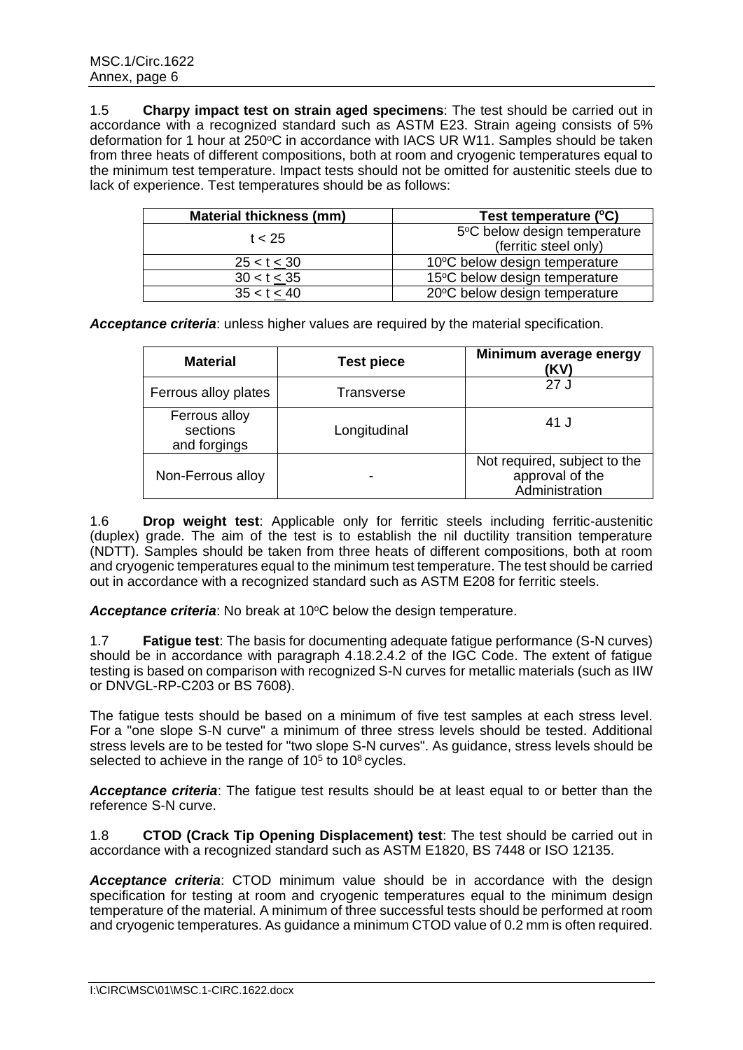1.5 **Charpy impact test on strain aged specimens**: The test should be carried out in accordance with a recognized standard such as ASTM E23. Strain ageing consists of 5% deformation for 1 hour at 250°C in accordance with IACS UR W11. Samples should be taken from three heats of different compositions, both at room and cryogenic temperatures equal to the minimum test temperature. Impact tests should not be omitted for austenitic steels due to lack of experience. Test temperatures should be as follows:

| Material thickness (mm) | Test temperature (°C) |
|---|---|
| t < 25 | 5°C below design temperature (ferritic steel only) |
| 25 < t ≤ 30 | 10°C below design temperature |
| 30 < t ≤ 35 | 15°C below design temperature |
| 35 < t ≤ 40 | 20°C below design temperature |

***Acceptance criteria***: unless higher values are required by the material specification.

| Material | Test piece | Minimum average energy (KV) |
|---|---|---|
| Ferrous alloy plates | Transverse | 27 J |
| Ferrous alloy sections and forgings | Longitudinal | 41 J |
| Non-Ferrous alloy | - | Not required, subject to the approval of the Administration |

1.6 **Drop weight test**: Applicable only for ferritic steels including ferritic-austenitic (duplex) grade. The aim of the test is to establish the nil ductility transition temperature (NDTT). Samples should be taken from three heats of different compositions, both at room and cryogenic temperatures equal to the minimum test temperature. The test should be carried out in accordance with a recognized standard such as ASTM E208 for ferritic steels.

***Acceptance criteria***: No break at 10°C below the design temperature.

1.7 **Fatigue test**: The basis for documenting adequate fatigue performance (S-N curves) should be in accordance with paragraph 4.18.2.4.2 of the IGC Code. The extent of fatigue testing is based on comparison with recognized S-N curves for metallic materials (such as IIW or DNVGL-RP-C203 or BS 7608).

The fatigue tests should be based on a minimum of five test samples at each stress level. For a "one slope S-N curve" a minimum of three stress levels should be tested. Additional stress levels are to be tested for "two slope S-N curves". As guidance, stress levels should be selected to achieve in the range of $10^5$ to $10^8$ cycles.

***Acceptance criteria***: The fatigue test results should be at least equal to or better than the reference S-N curve.

1.8 **CTOD (Crack Tip Opening Displacement) test**: The test should be carried out in accordance with a recognized standard such as ASTM E1820, BS 7448 or ISO 12135.

***Acceptance criteria***: CTOD minimum value should be in accordance with the design specification for testing at room and cryogenic temperatures equal to the minimum design temperature of the material. A minimum of three successful tests should be performed at room and cryogenic temperatures. As guidance a minimum CTOD value of 0.2 mm is often required.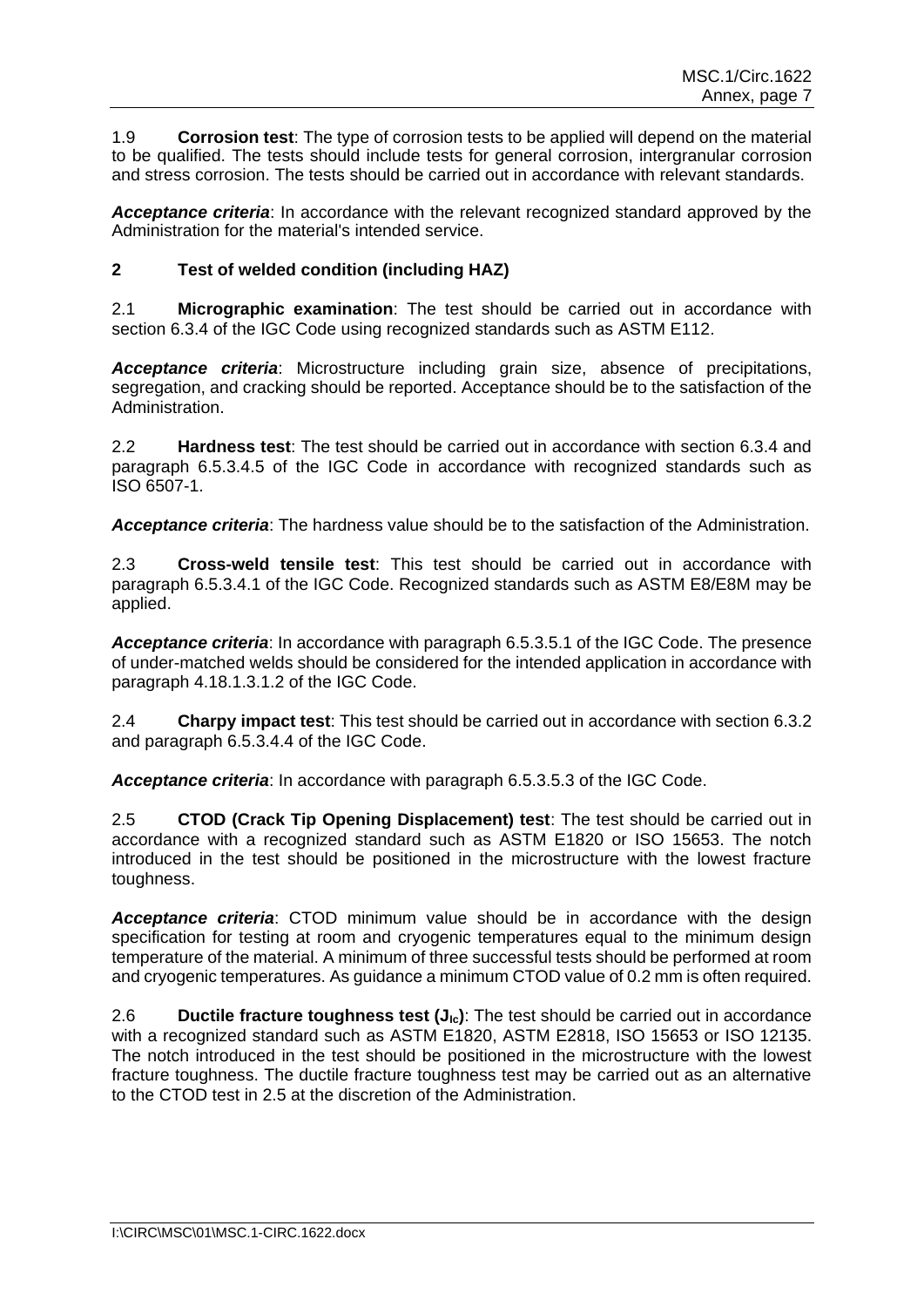1.9 **Corrosion test**: The type of corrosion tests to be applied will depend on the material to be qualified. The tests should include tests for general corrosion, intergranular corrosion and stress corrosion. The tests should be carried out in accordance with relevant standards.

***Acceptance criteria***: In accordance with the relevant recognized standard approved by the Administration for the material's intended service.

## 2 Test of welded condition (including HAZ)

2.1 **Micrographic examination**: The test should be carried out in accordance with section 6.3.4 of the IGC Code using recognized standards such as ASTM E112.

***Acceptance criteria***: Microstructure including grain size, absence of precipitations, segregation, and cracking should be reported. Acceptance should be to the satisfaction of the Administration.

2.2 **Hardness test**: The test should be carried out in accordance with section 6.3.4 and paragraph 6.5.3.4.5 of the IGC Code in accordance with recognized standards such as ISO 6507-1.

***Acceptance criteria***: The hardness value should be to the satisfaction of the Administration.

2.3 **Cross-weld tensile test**: This test should be carried out in accordance with paragraph 6.5.3.4.1 of the IGC Code. Recognized standards such as ASTM E8/E8M may be applied.

***Acceptance criteria***: In accordance with paragraph 6.5.3.5.1 of the IGC Code. The presence of under-matched welds should be considered for the intended application in accordance with paragraph 4.18.1.3.1.2 of the IGC Code.

2.4 **Charpy impact test**: This test should be carried out in accordance with section 6.3.2 and paragraph 6.5.3.4.4 of the IGC Code.

***Acceptance criteria***: In accordance with paragraph 6.5.3.5.3 of the IGC Code.

2.5 **CTOD (Crack Tip Opening Displacement) test**: The test should be carried out in accordance with a recognized standard such as ASTM E1820 or ISO 15653. The notch introduced in the test should be positioned in the microstructure with the lowest fracture toughness.

***Acceptance criteria***: CTOD minimum value should be in accordance with the design specification for testing at room and cryogenic temperatures equal to the minimum design temperature of the material. A minimum of three successful tests should be performed at room and cryogenic temperatures. As guidance a minimum CTOD value of 0.2 mm is often required.

2.6 **Ductile fracture toughness test ($J_{Ic}$)**: The test should be carried out in accordance with a recognized standard such as ASTM E1820, ASTM E2818, ISO 15653 or ISO 12135. The notch introduced in the test should be positioned in the microstructure with the lowest fracture toughness. The ductile fracture toughness test may be carried out as an alternative to the CTOD test in 2.5 at the discretion of the Administration.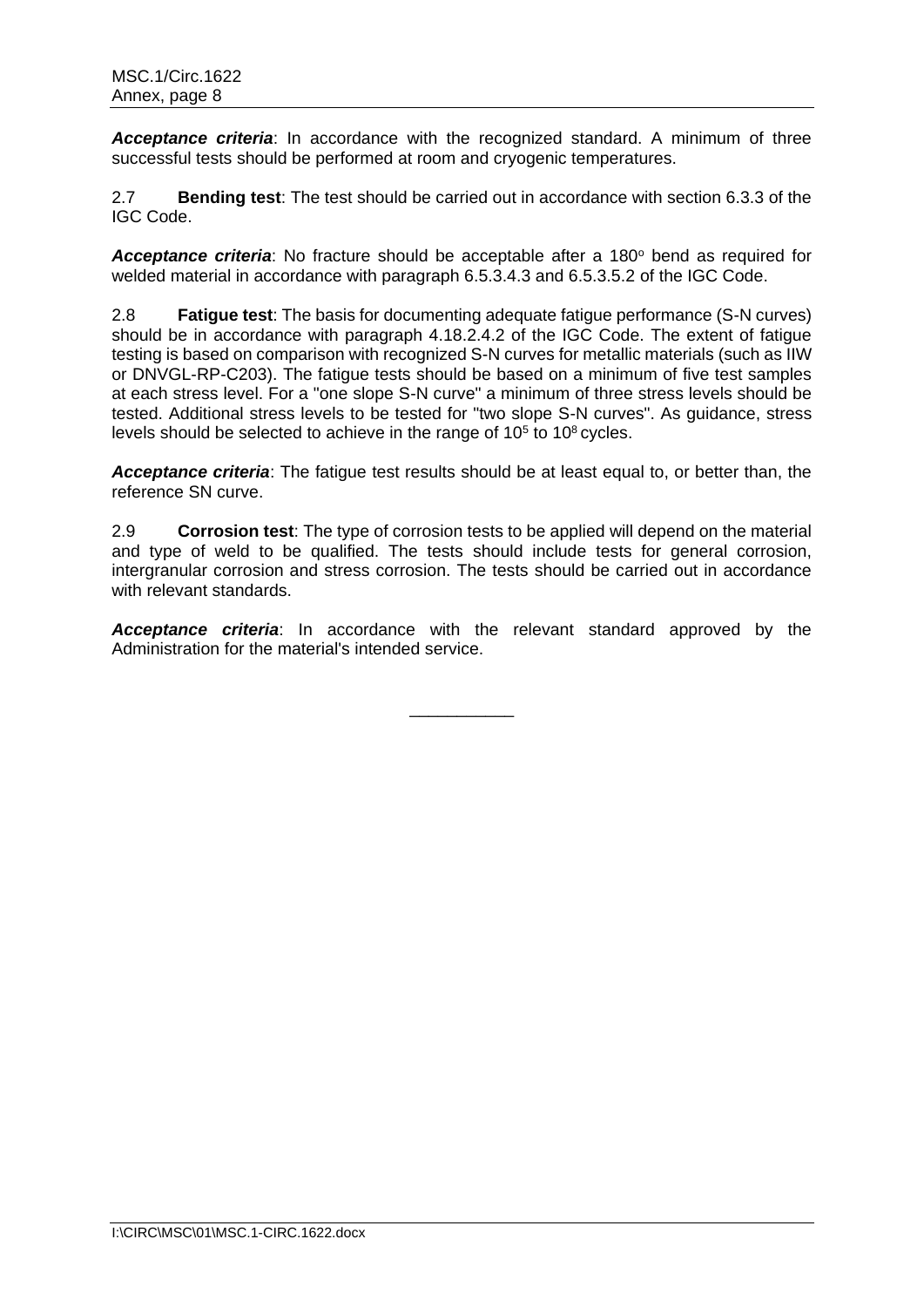***Acceptance criteria***: In accordance with the recognized standard. A minimum of three successful tests should be performed at room and cryogenic temperatures.

2.7 **Bending test**: The test should be carried out in accordance with section 6.3.3 of the IGC Code.

***Acceptance criteria***: No fracture should be acceptable after a 180$^{o}$ bend as required for welded material in accordance with paragraph 6.5.3.4.3 and 6.5.3.5.2 of the IGC Code.

2.8 **Fatigue test**: The basis for documenting adequate fatigue performance (S-N curves) should be in accordance with paragraph 4.18.2.4.2 of the IGC Code. The extent of fatigue testing is based on comparison with recognized S-N curves for metallic materials (such as IIW or DNVGL-RP-C203). The fatigue tests should be based on a minimum of five test samples at each stress level. For a "one slope S-N curve" a minimum of three stress levels should be tested. Additional stress levels to be tested for "two slope S-N curves". As guidance, stress levels should be selected to achieve in the range of $10^5$ to $10^8$ cycles.

***Acceptance criteria***: The fatigue test results should be at least equal to, or better than, the reference SN curve.

2.9 **Corrosion test**: The type of corrosion tests to be applied will depend on the material and type of weld to be qualified. The tests should include tests for general corrosion, intergranular corrosion and stress corrosion. The tests should be carried out in accordance with relevant standards.

***Acceptance criteria***: In accordance with the relevant standard approved by the Administration for the material's intended service.

___________